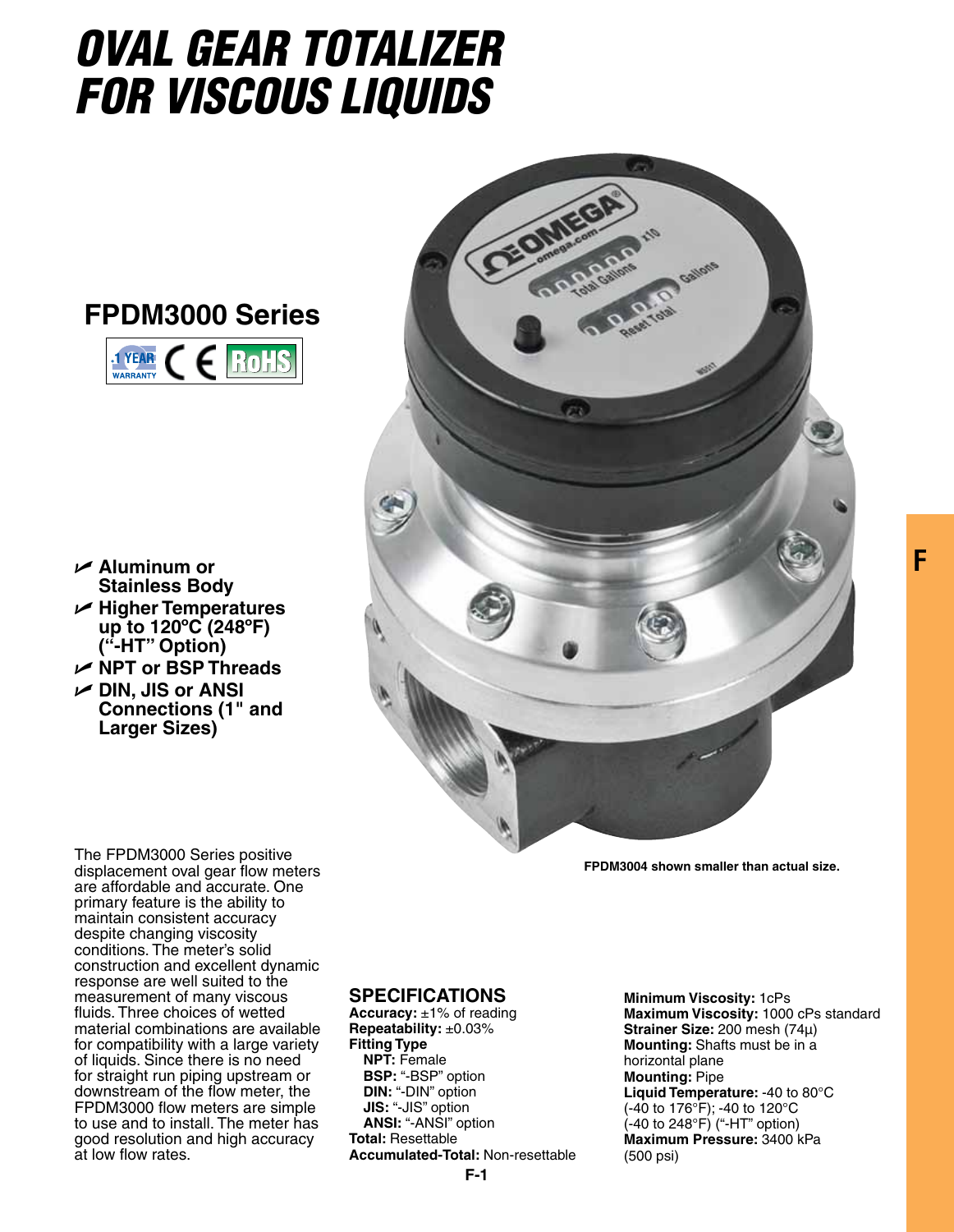# OVAL GEAR TOTALIZER FOR VISCOUS LIQUIDS

## FPDM3000 Series

- Aluminum or Stainless Body
- Higher Temperatures up to 120°C (248°F) ("-HT" Option)
- NPT or BSP Threads
- DIN, JIS or ANSI Connections (1" and Larger Sizes)

FPDM3004 shown smaller than actual size.

The FPDM3000 Series positive displacement oval gear flow meters are affordable and accurate. One primary feature is the ability to maintain consistent accuracy despite changing viscosity conditions. The meter's solid construction and excellent dynamic response are well suited to the measurement of many viscous fluids. Three choices of wetted material combinations are available for compatibility with a large variety of liquids. Since there is no need for straight run piping upstream or downstream of the flow meter, the FPDM3000 flow meters are simple to use and to install. The meter has good resolution and high accuracy at low flow rates.

## SPECIFICATIONS

**Accuracy:** ±1% of reading
**Repeatability:** ±0.03%
**Fitting Type**
  **NPT:** Female
  **BSP:** "-BSP" option
  **DIN:** "-DIN" option
  **JIS:** "-JIS" option
  **ANSI:** "-ANSI" option
**Total:** Resettable
**Accumulated-Total:** Non-resettable
**Minimum Viscosity:** 1cPs
**Maximum Viscosity:** 1000 cPs standard
**Strainer Size:** 200 mesh (74µ)
**Mounting:** Shafts must be in a horizontal plane
**Mounting:** Pipe
**Liquid Temperature:** -40 to 80°C (-40 to 176°F); -40 to 120°C (-40 to 248°F) ("-HT" option)
**Maximum Pressure:** 3400 kPa (500 psi)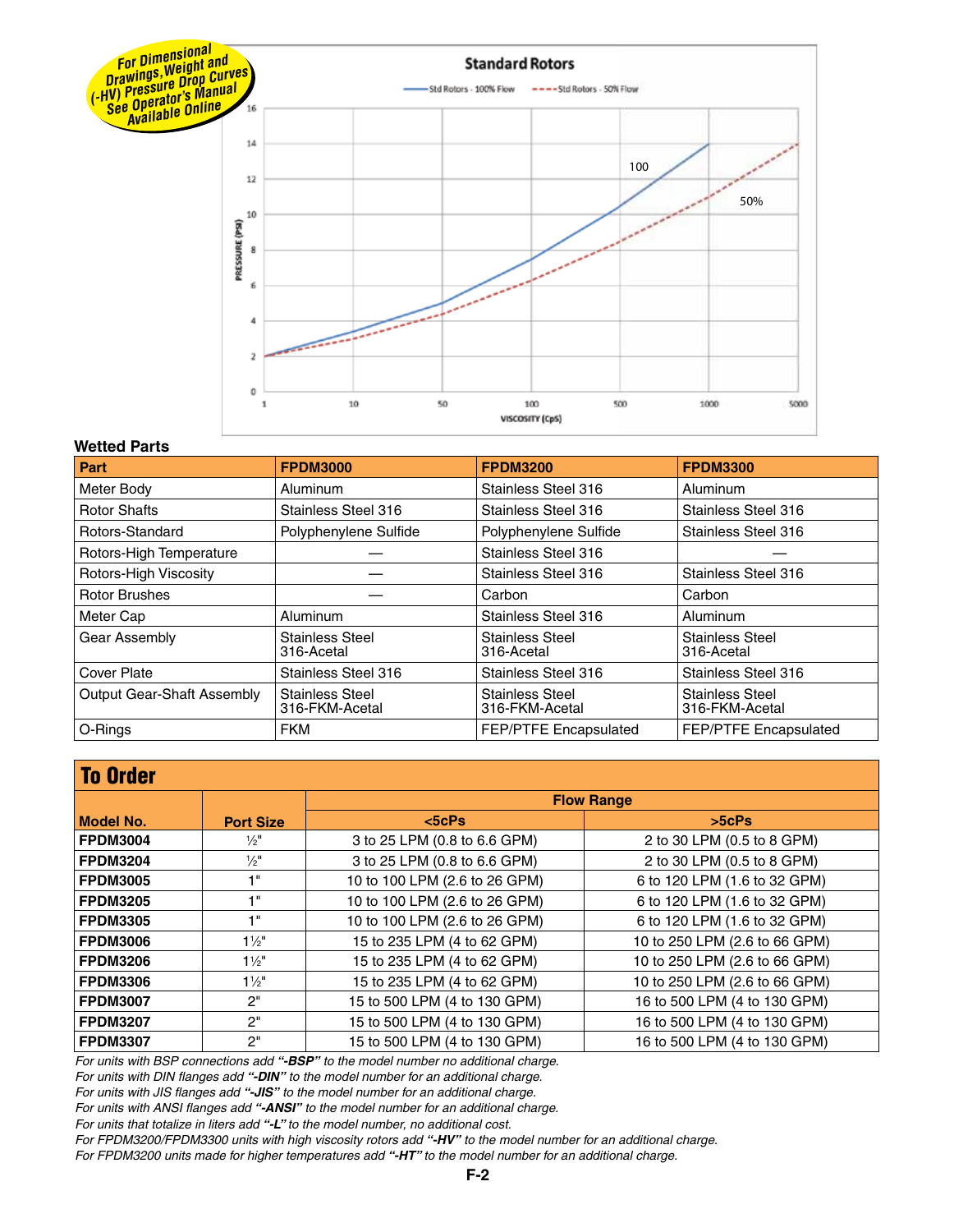For Dimensional Drawings, Weight and (-HV) Pressure Drop Curves See Operator's Manual Available Online

Standard Rotors

Std Rotors - 100% Flow
Std Rotors - 50% Flow

PRESSURE (PSI)

16
14
12
10
8
6
4
2
0

1 10 50 100 500 1000 5000

VISCOSITY (CpS)

100

50%

### Wetted Parts

| Part | FPDM3000 | FPDM3200 | FPDM3300 |
|---|---|---|---|
| Meter Body | Aluminum | Stainless Steel 316 | Aluminum |
| Rotor Shafts | Stainless Steel 316 | Stainless Steel 316 | Stainless Steel 316 |
| Rotors-Standard | Polyphenylene Sulfide | Polyphenylene Sulfide | Stainless Steel 316 |
| Rotors-High Temperature | — | Stainless Steel 316 | — |
| Rotors-High Viscosity | — | Stainless Steel 316 | Stainless Steel 316 |
| Rotor Brushes | — | Carbon | Carbon |
| Meter Cap | Aluminum | Stainless Steel 316 | Aluminum |
| Gear Assembly | Stainless Steel 316-Acetal | Stainless Steel 316-Acetal | Stainless Steel 316-Acetal |
| Cover Plate | Stainless Steel 316 | Stainless Steel 316 | Stainless Steel 316 |
| Output Gear-Shaft Assembly | Stainless Steel 316-FKM-Acetal | Stainless Steel 316-FKM-Acetal | Stainless Steel 316-FKM-Acetal |
| O-Rings | FKM | FEP/PTFE Encapsulated | FEP/PTFE Encapsulated |

## To Order

| Model No. | Port Size | Flow Range | |
|---|---|---|---|
| | | <5cPs | >5cPs |
| **FPDM3004** | ½" | 3 to 25 LPM (0.8 to 6.6 GPM) | 2 to 30 LPM (0.5 to 8 GPM) |
| **FPDM3204** | ½" | 3 to 25 LPM (0.8 to 6.6 GPM) | 2 to 30 LPM (0.5 to 8 GPM) |
| **FPDM3005** | 1" | 10 to 100 LPM (2.6 to 26 GPM) | 6 to 120 LPM (1.6 to 32 GPM) |
| **FPDM3205** | 1" | 10 to 100 LPM (2.6 to 26 GPM) | 6 to 120 LPM (1.6 to 32 GPM) |
| **FPDM3305** | 1" | 10 to 100 LPM (2.6 to 26 GPM) | 6 to 120 LPM (1.6 to 32 GPM) |
| **FPDM3006** | 1½" | 15 to 235 LPM (4 to 62 GPM) | 10 to 250 LPM (2.6 to 66 GPM) |
| **FPDM3206** | 1½" | 15 to 235 LPM (4 to 62 GPM) | 10 to 250 LPM (2.6 to 66 GPM) |
| **FPDM3306** | 1½" | 15 to 235 LPM (4 to 62 GPM) | 10 to 250 LPM (2.6 to 66 GPM) |
| **FPDM3007** | 2" | 15 to 500 LPM (4 to 130 GPM) | 16 to 500 LPM (4 to 130 GPM) |
| **FPDM3207** | 2" | 15 to 500 LPM (4 to 130 GPM) | 16 to 500 LPM (4 to 130 GPM) |
| **FPDM3307** | 2" | 15 to 500 LPM (4 to 130 GPM) | 16 to 500 LPM (4 to 130 GPM) |

*For units with BSP connections add **"-BSP"** to the model number no additional charge.*
*For units with DIN flanges add **"-DIN"** to the model number for an additional charge.*
*For units with JIS flanges add **"-JIS"** to the model number for an additional charge.*
*For units with ANSI flanges add **"-ANSI"** to the model number for an additional charge.*
*For units that totalize in liters add **"-L"** to the model number, no additional cost.*
*For FPDM3200/FPDM3300 units with high viscosity rotors add **"-HV"** to the model number for an additional charge.*
*For FPDM3200 units made for higher temperatures add **"-HT"** to the model number for an additional charge.*